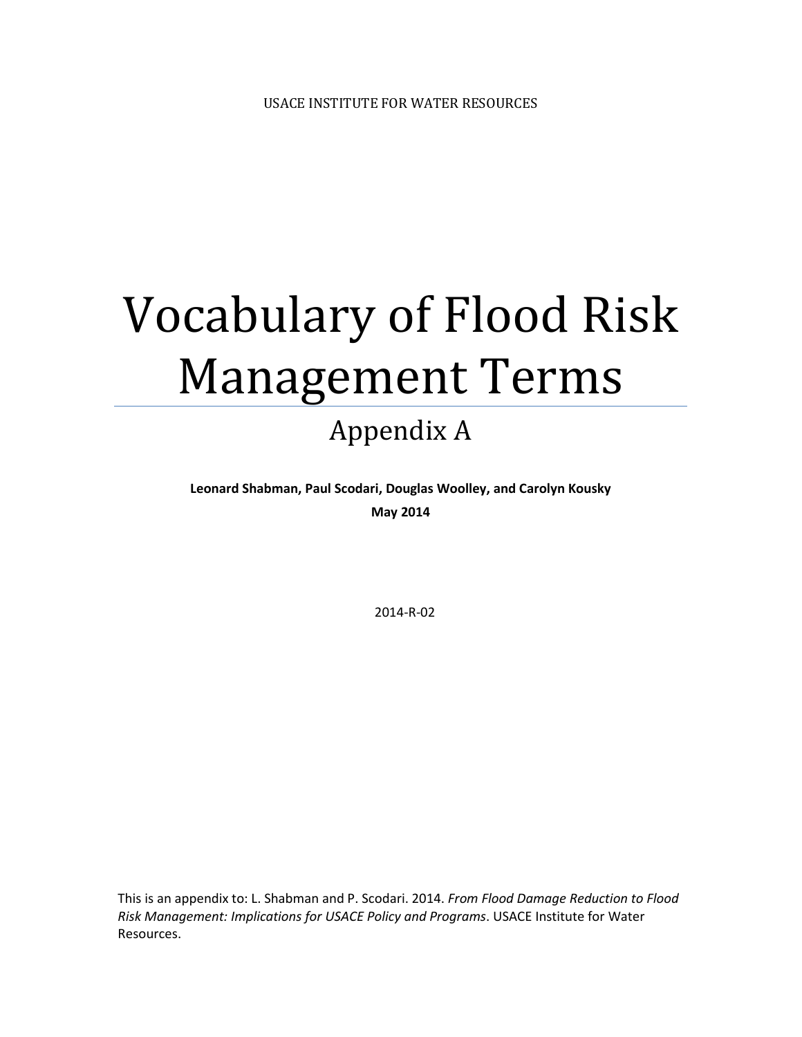USACE INSTITUTE FOR WATER RESOURCES

# Vocabulary of Flood Risk Management Terms

## Appendix A

**Leonard Shabman, Paul Scodari, Douglas Woolley, and Carolyn Kousky**

**May 2014**

2014-R-02

This is an appendix to: L. Shabman and P. Scodari. 2014. *From Flood Damage Reduction to Flood Risk Management: Implications for USACE Policy and Programs*. USACE Institute for Water Resources.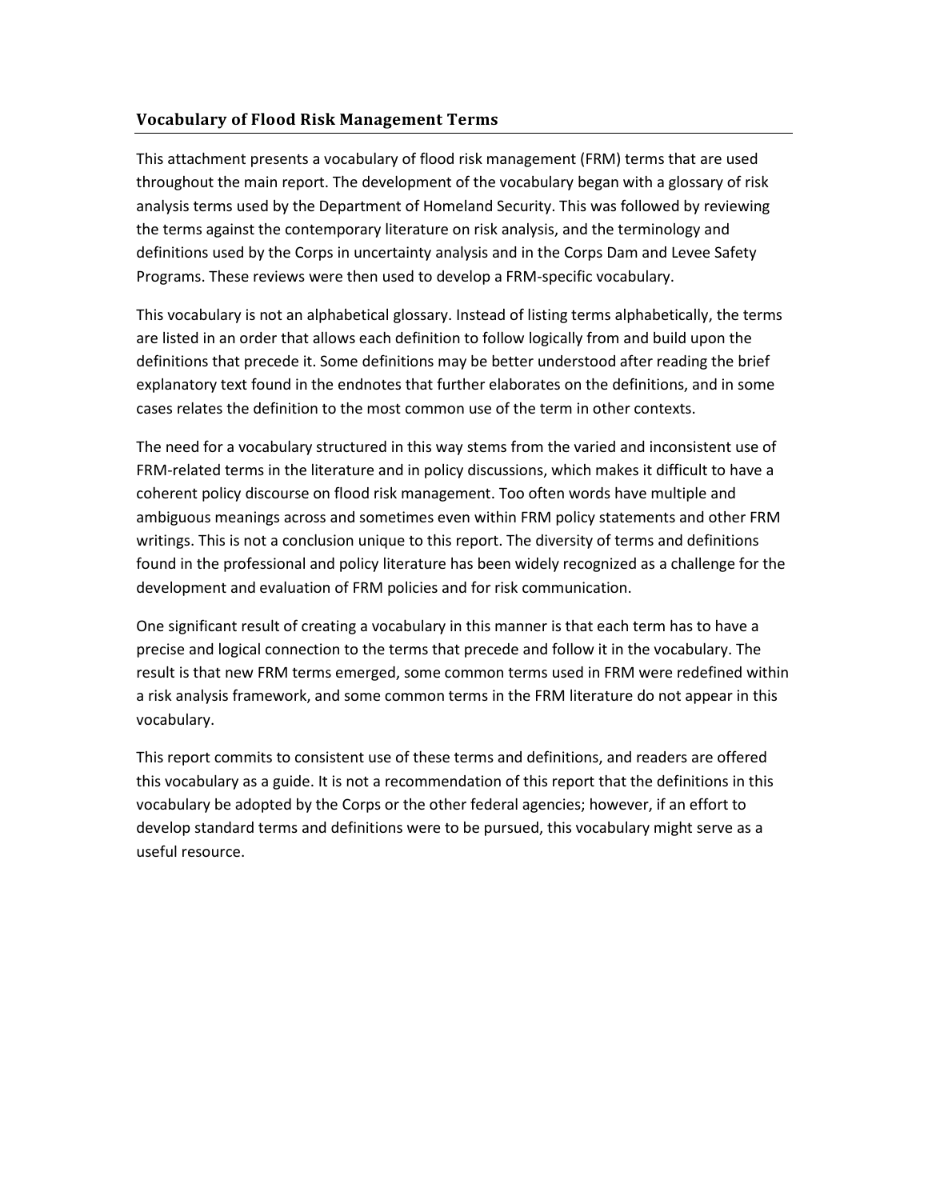## Vocabulary of Flood Risk Management Terms

This attachment presents a vocabulary of flood risk management (FRM) terms that are used throughout the main report. The development of the vocabulary began with a glossary of risk analysis terms used by the Department of Homeland Security. This was followed by reviewing the terms against the contemporary literature on risk analysis, and the terminology and definitions used by the Corps in uncertainty analysis and in the Corps Dam and Levee Safety Programs. These reviews were then used to develop a FRM-specific vocabulary.

This vocabulary is not an alphabetical glossary. Instead of listing terms alphabetically, the terms are listed in an order that allows each definition to follow logically from and build upon the definitions that precede it. Some definitions may be better understood after reading the brief explanatory text found in the endnotes that further elaborates on the definitions, and in some cases relates the definition to the most common use of the term in other contexts.

The need for a vocabulary structured in this way stems from the varied and inconsistent use of FRM-related terms in the literature and in policy discussions, which makes it difficult to have a coherent policy discourse on flood risk management. Too often words have multiple and ambiguous meanings across and sometimes even within FRM policy statements and other FRM writings. This is not a conclusion unique to this report. The diversity of terms and definitions found in the professional and policy literature has been widely recognized as a challenge for the development and evaluation of FRM policies and for risk communication.

One significant result of creating a vocabulary in this manner is that each term has to have a precise and logical connection to the terms that precede and follow it in the vocabulary. The result is that new FRM terms emerged, some common terms used in FRM were redefined within a risk analysis framework, and some common terms in the FRM literature do not appear in this vocabulary.

This report commits to consistent use of these terms and definitions, and readers are offered this vocabulary as a guide. It is not a recommendation of this report that the definitions in this vocabulary be adopted by the Corps or the other federal agencies; however, if an effort to develop standard terms and definitions were to be pursued, this vocabulary might serve as a useful resource.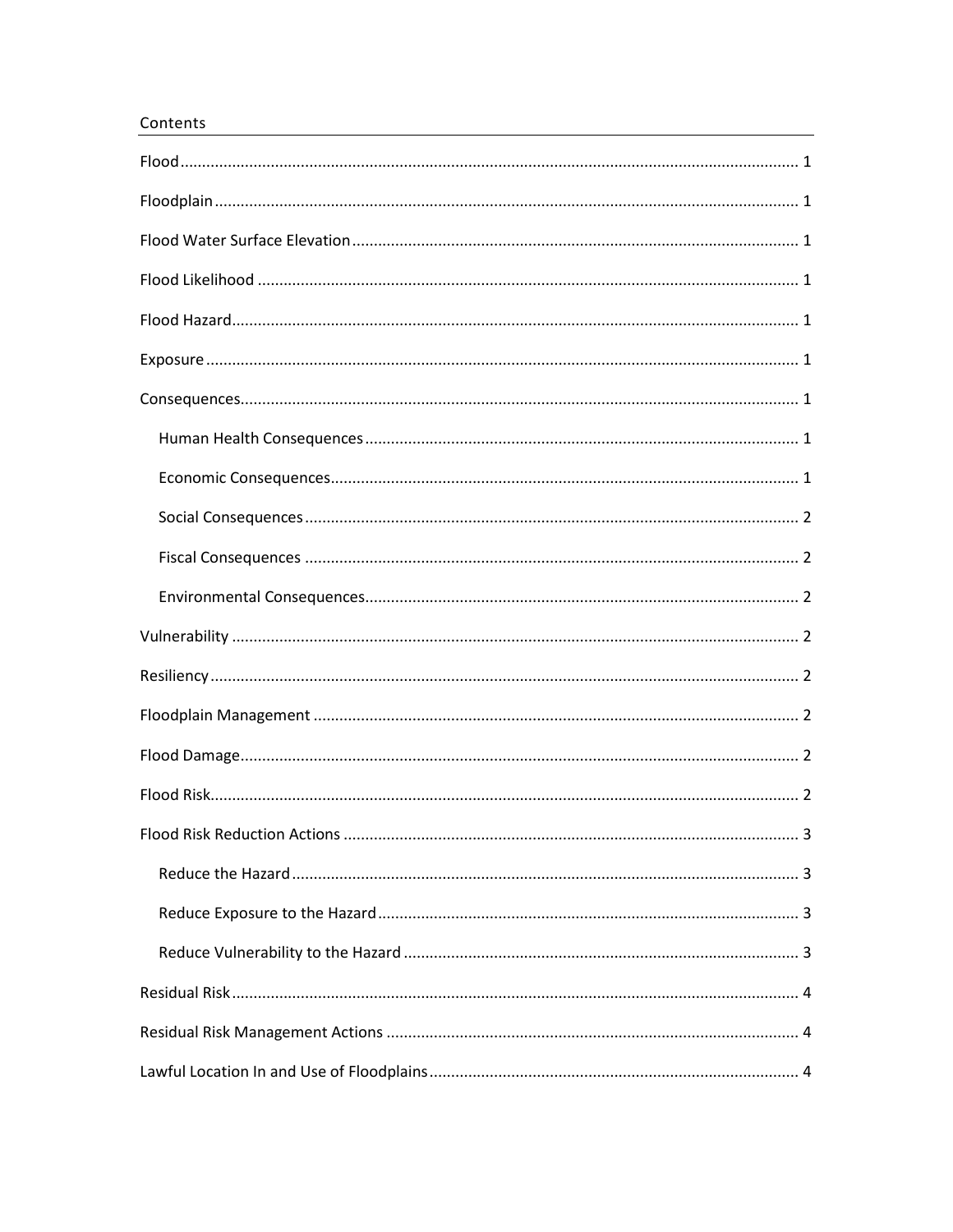Contents

- Flood ..... 1
- Floodplain ..... 1
- Flood Water Surface Elevation ..... 1
- Flood Likelihood ..... 1
- Flood Hazard ..... 1
- Exposure ..... 1
- Consequences ..... 1
  - Human Health Consequences ..... 1
  - Economic Consequences ..... 1
  - Social Consequences ..... 2
  - Fiscal Consequences ..... 2
  - Environmental Consequences ..... 2
- Vulnerability ..... 2
- Resiliency ..... 2
- Floodplain Management ..... 2
- Flood Damage ..... 2
- Flood Risk ..... 2
- Flood Risk Reduction Actions ..... 3
  - Reduce the Hazard ..... 3
  - Reduce Exposure to the Hazard ..... 3
  - Reduce Vulnerability to the Hazard ..... 3
- Residual Risk ..... 4
- Residual Risk Management Actions ..... 4
- Lawful Location In and Use of Floodplains ..... 4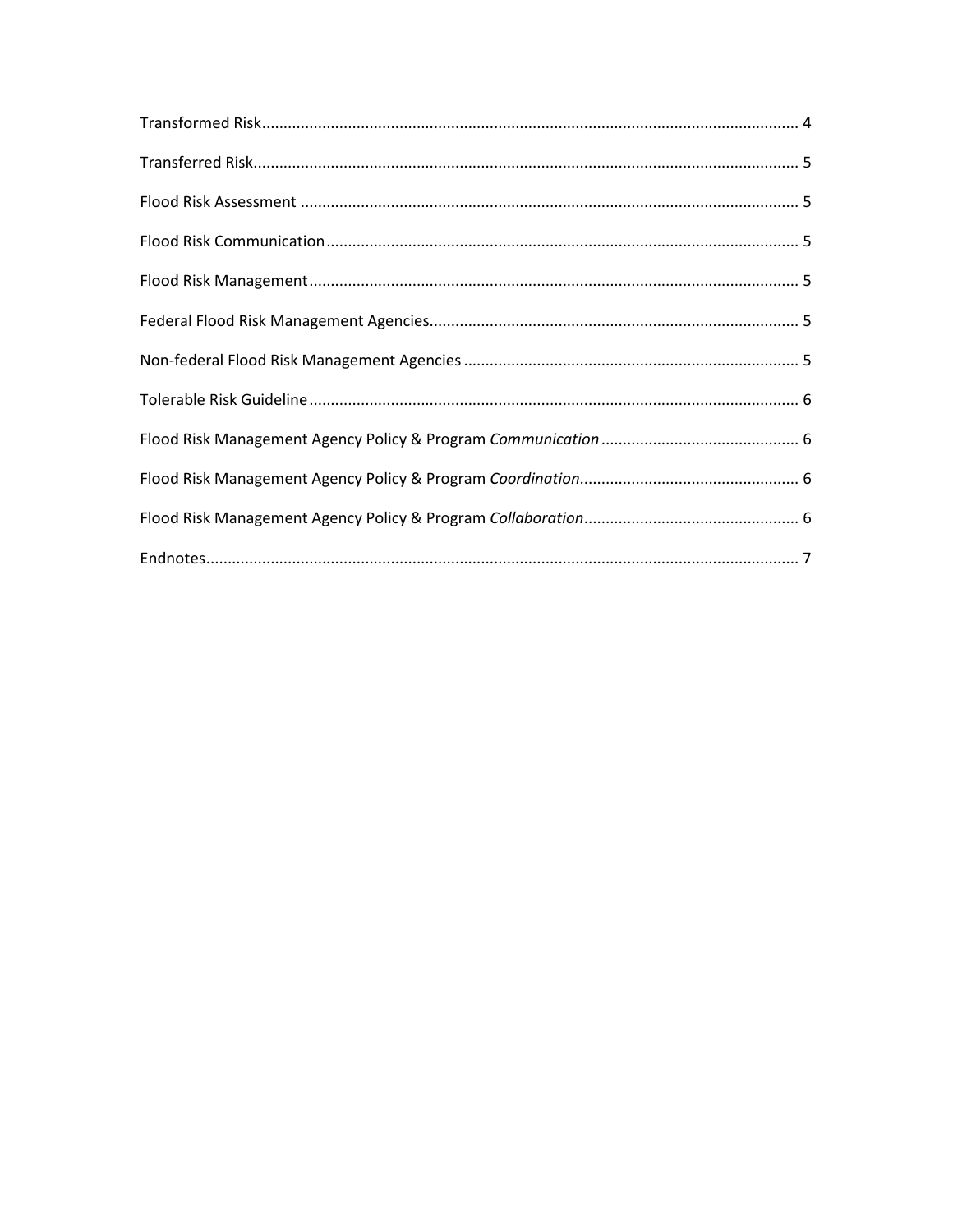Transformed Risk ........................................................................................................................ 4

Transferred Risk .......................................................................................................................... 5

Flood Risk Assessment ................................................................................................................ 5

Flood Risk Communication .......................................................................................................... 5

Flood Risk Management .............................................................................................................. 5

Federal Flood Risk Management Agencies .................................................................................. 5

Non-federal Flood Risk Management Agencies .......................................................................... 5

Tolerable Risk Guideline .............................................................................................................. 6

Flood Risk Management Agency Policy & Program *Communication* .......................................... 6

Flood Risk Management Agency Policy & Program *Coordination* ............................................... 6

Flood Risk Management Agency Policy & Program *Collaboration* .............................................. 6

Endnotes ...................................................................................................................................... 7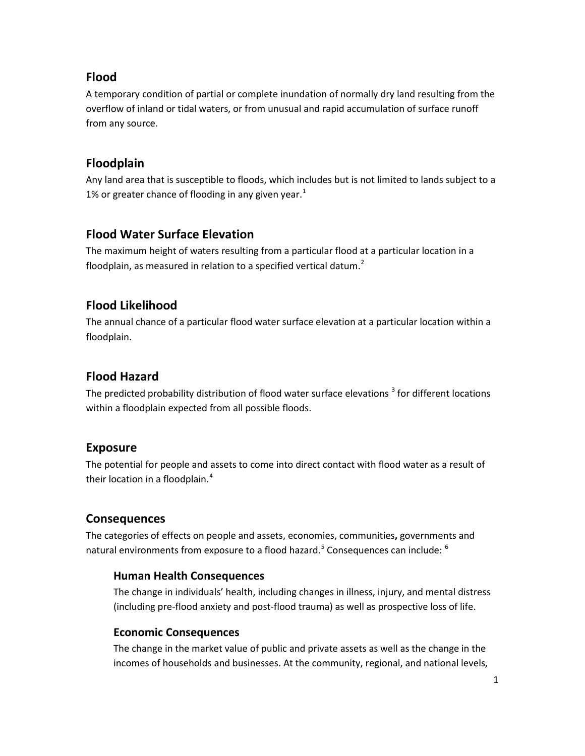## Flood

A temporary condition of partial or complete inundation of normally dry land resulting from the overflow of inland or tidal waters, or from unusual and rapid accumulation of surface runoff from any source.

## Floodplain

Any land area that is susceptible to floods, which includes but is not limited to lands subject to a 1% or greater chance of flooding in any given year.[1]

## Flood Water Surface Elevation

The maximum height of waters resulting from a particular flood at a particular location in a floodplain, as measured in relation to a specified vertical datum.[2]

## Flood Likelihood

The annual chance of a particular flood water surface elevation at a particular location within a floodplain.

## Flood Hazard

The predicted probability distribution of flood water surface elevations [3] for different locations within a floodplain expected from all possible floods.

## Exposure

The potential for people and assets to come into direct contact with flood water as a result of their location in a floodplain.[4]

## Consequences

The categories of effects on people and assets, economies, communities**,** governments and natural environments from exposure to a flood hazard.[5] Consequences can include: [6]

### Human Health Consequences

The change in individuals' health, including changes in illness, injury, and mental distress (including pre-flood anxiety and post-flood trauma) as well as prospective loss of life.

### Economic Consequences

The change in the market value of public and private assets as well as the change in the incomes of households and businesses. At the community, regional, and national levels,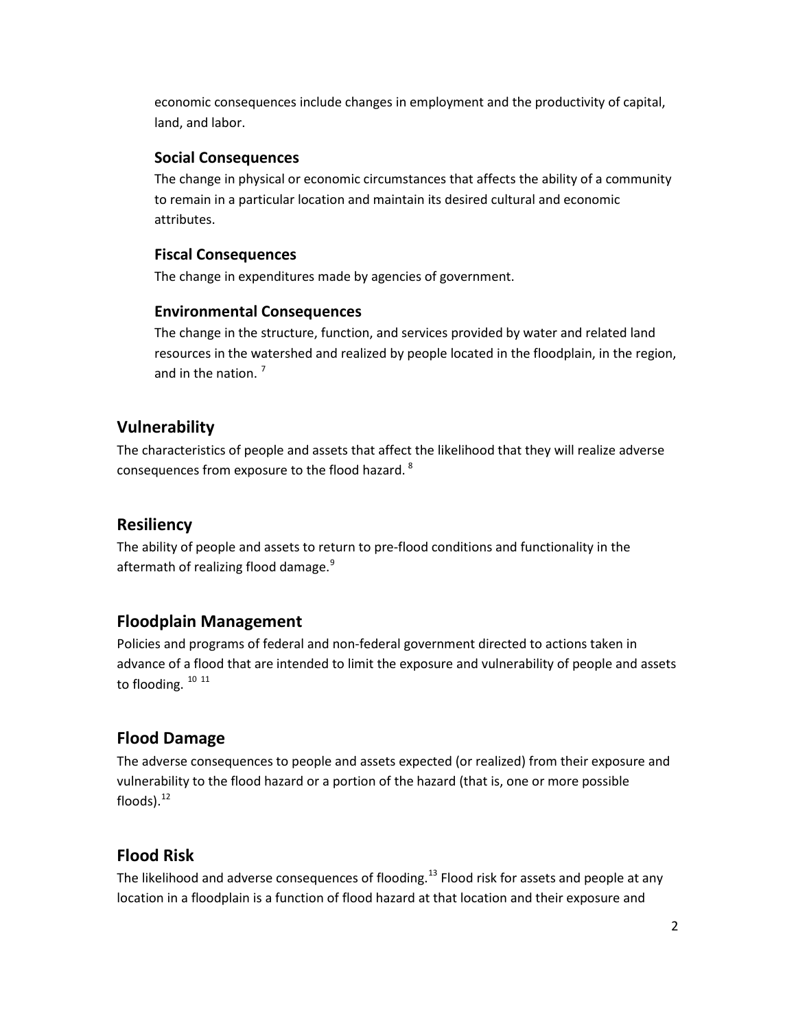economic consequences include changes in employment and the productivity of capital, land, and labor.

### Social Consequences

The change in physical or economic circumstances that affects the ability of a community to remain in a particular location and maintain its desired cultural and economic attributes.

### Fiscal Consequences

The change in expenditures made by agencies of government.

### Environmental Consequences

The change in the structure, function, and services provided by water and related land resources in the watershed and realized by people located in the floodplain, in the region, and in the nation. [7]

## Vulnerability

The characteristics of people and assets that affect the likelihood that they will realize adverse consequences from exposure to the flood hazard. [8]

## Resiliency

The ability of people and assets to return to pre-flood conditions and functionality in the aftermath of realizing flood damage.[9]

## Floodplain Management

Policies and programs of federal and non-federal government directed to actions taken in advance of a flood that are intended to limit the exposure and vulnerability of people and assets to flooding. [10] [11]

## Flood Damage

The adverse consequences to people and assets expected (or realized) from their exposure and vulnerability to the flood hazard or a portion of the hazard (that is, one or more possible floods).[12]

## Flood Risk

The likelihood and adverse consequences of flooding.[13] Flood risk for assets and people at any location in a floodplain is a function of flood hazard at that location and their exposure and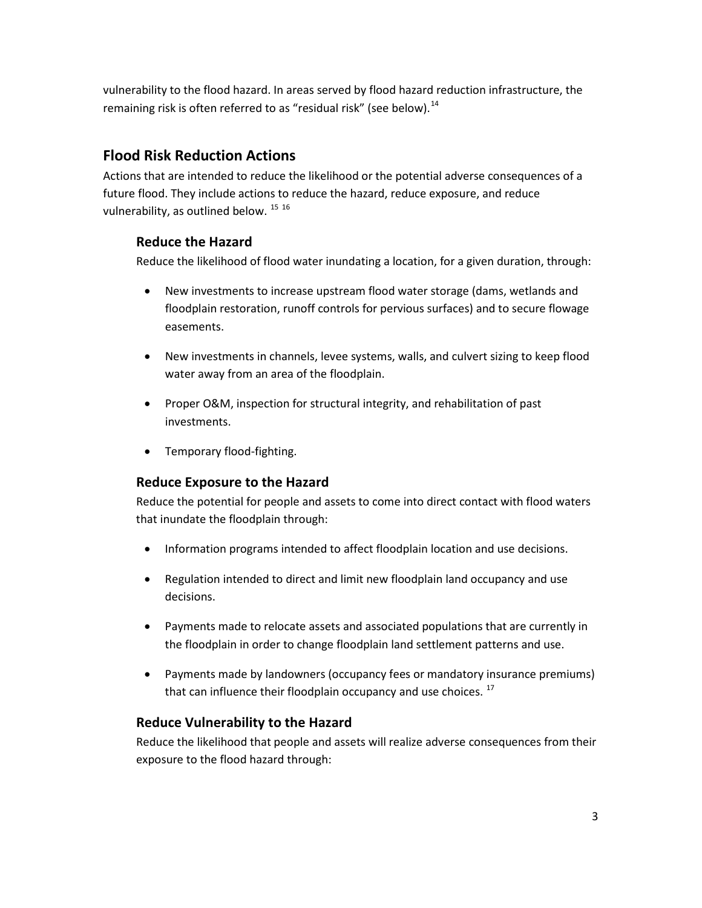vulnerability to the flood hazard. In areas served by flood hazard reduction infrastructure, the remaining risk is often referred to as "residual risk" (see below).[14]

## Flood Risk Reduction Actions

Actions that are intended to reduce the likelihood or the potential adverse consequences of a future flood. They include actions to reduce the hazard, reduce exposure, and reduce vulnerability, as outlined below. [15] [16]

### Reduce the Hazard

Reduce the likelihood of flood water inundating a location, for a given duration, through:

- New investments to increase upstream flood water storage (dams, wetlands and floodplain restoration, runoff controls for pervious surfaces) and to secure flowage easements.
- New investments in channels, levee systems, walls, and culvert sizing to keep flood water away from an area of the floodplain.
- Proper O&M, inspection for structural integrity, and rehabilitation of past investments.
- Temporary flood-fighting.

### Reduce Exposure to the Hazard

Reduce the potential for people and assets to come into direct contact with flood waters that inundate the floodplain through:

- Information programs intended to affect floodplain location and use decisions.
- Regulation intended to direct and limit new floodplain land occupancy and use decisions.
- Payments made to relocate assets and associated populations that are currently in the floodplain in order to change floodplain land settlement patterns and use.
- Payments made by landowners (occupancy fees or mandatory insurance premiums) that can influence their floodplain occupancy and use choices. [17]

### Reduce Vulnerability to the Hazard

Reduce the likelihood that people and assets will realize adverse consequences from their exposure to the flood hazard through: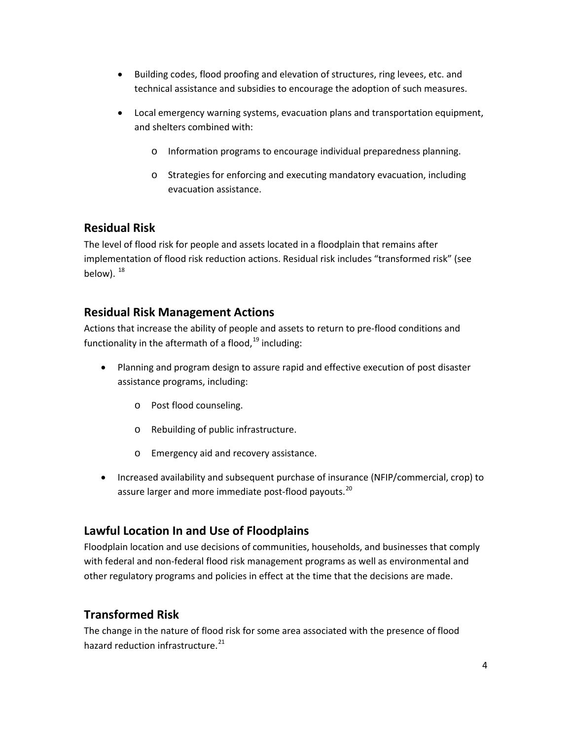- Building codes, flood proofing and elevation of structures, ring levees, etc. and technical assistance and subsidies to encourage the adoption of such measures.
- Local emergency warning systems, evacuation plans and transportation equipment, and shelters combined with:
  - Information programs to encourage individual preparedness planning.
  - Strategies for enforcing and executing mandatory evacuation, including evacuation assistance.

## Residual Risk

The level of flood risk for people and assets located in a floodplain that remains after implementation of flood risk reduction actions. Residual risk includes "transformed risk" (see below). [18]

## Residual Risk Management Actions

Actions that increase the ability of people and assets to return to pre-flood conditions and functionality in the aftermath of a flood,[19] including:

- Planning and program design to assure rapid and effective execution of post disaster assistance programs, including:
  - Post flood counseling.
  - Rebuilding of public infrastructure.
  - Emergency aid and recovery assistance.
- Increased availability and subsequent purchase of insurance (NFIP/commercial, crop) to assure larger and more immediate post-flood payouts.[20]

## Lawful Location In and Use of Floodplains

Floodplain location and use decisions of communities, households, and businesses that comply with federal and non-federal flood risk management programs as well as environmental and other regulatory programs and policies in effect at the time that the decisions are made.

## Transformed Risk

The change in the nature of flood risk for some area associated with the presence of flood hazard reduction infrastructure.[21]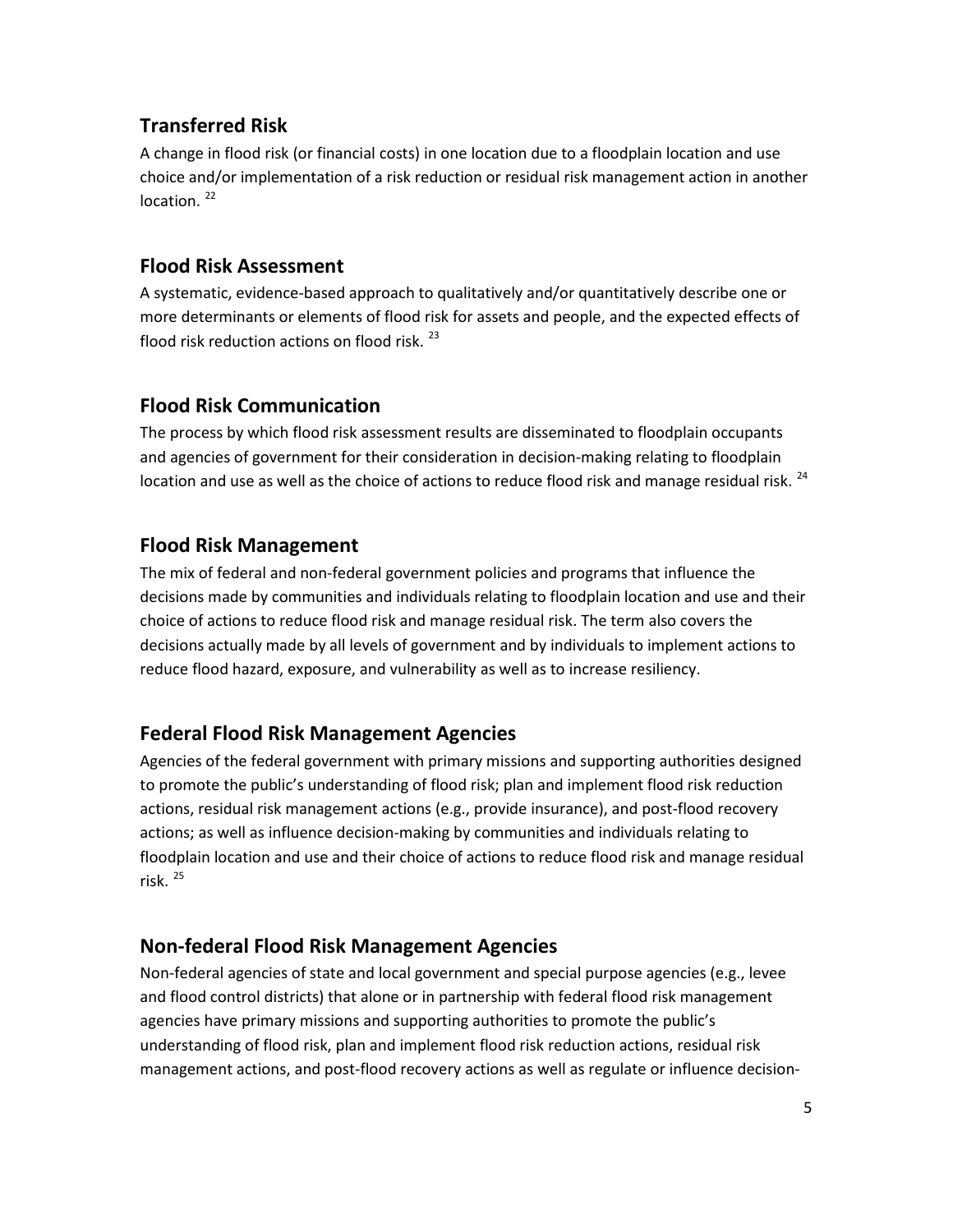## Transferred Risk

A change in flood risk (or financial costs) in one location due to a floodplain location and use choice and/or implementation of a risk reduction or residual risk management action in another location. [22]

## Flood Risk Assessment

A systematic, evidence-based approach to qualitatively and/or quantitatively describe one or more determinants or elements of flood risk for assets and people, and the expected effects of flood risk reduction actions on flood risk. [23]

## Flood Risk Communication

The process by which flood risk assessment results are disseminated to floodplain occupants and agencies of government for their consideration in decision-making relating to floodplain location and use as well as the choice of actions to reduce flood risk and manage residual risk. [24]

## Flood Risk Management

The mix of federal and non-federal government policies and programs that influence the decisions made by communities and individuals relating to floodplain location and use and their choice of actions to reduce flood risk and manage residual risk. The term also covers the decisions actually made by all levels of government and by individuals to implement actions to reduce flood hazard, exposure, and vulnerability as well as to increase resiliency.

## Federal Flood Risk Management Agencies

Agencies of the federal government with primary missions and supporting authorities designed to promote the public's understanding of flood risk; plan and implement flood risk reduction actions, residual risk management actions (e.g., provide insurance), and post-flood recovery actions; as well as influence decision-making by communities and individuals relating to floodplain location and use and their choice of actions to reduce flood risk and manage residual risk. [25]

## Non-federal Flood Risk Management Agencies

Non-federal agencies of state and local government and special purpose agencies (e.g., levee and flood control districts) that alone or in partnership with federal flood risk management agencies have primary missions and supporting authorities to promote the public's understanding of flood risk, plan and implement flood risk reduction actions, residual risk management actions, and post-flood recovery actions as well as regulate or influence decision-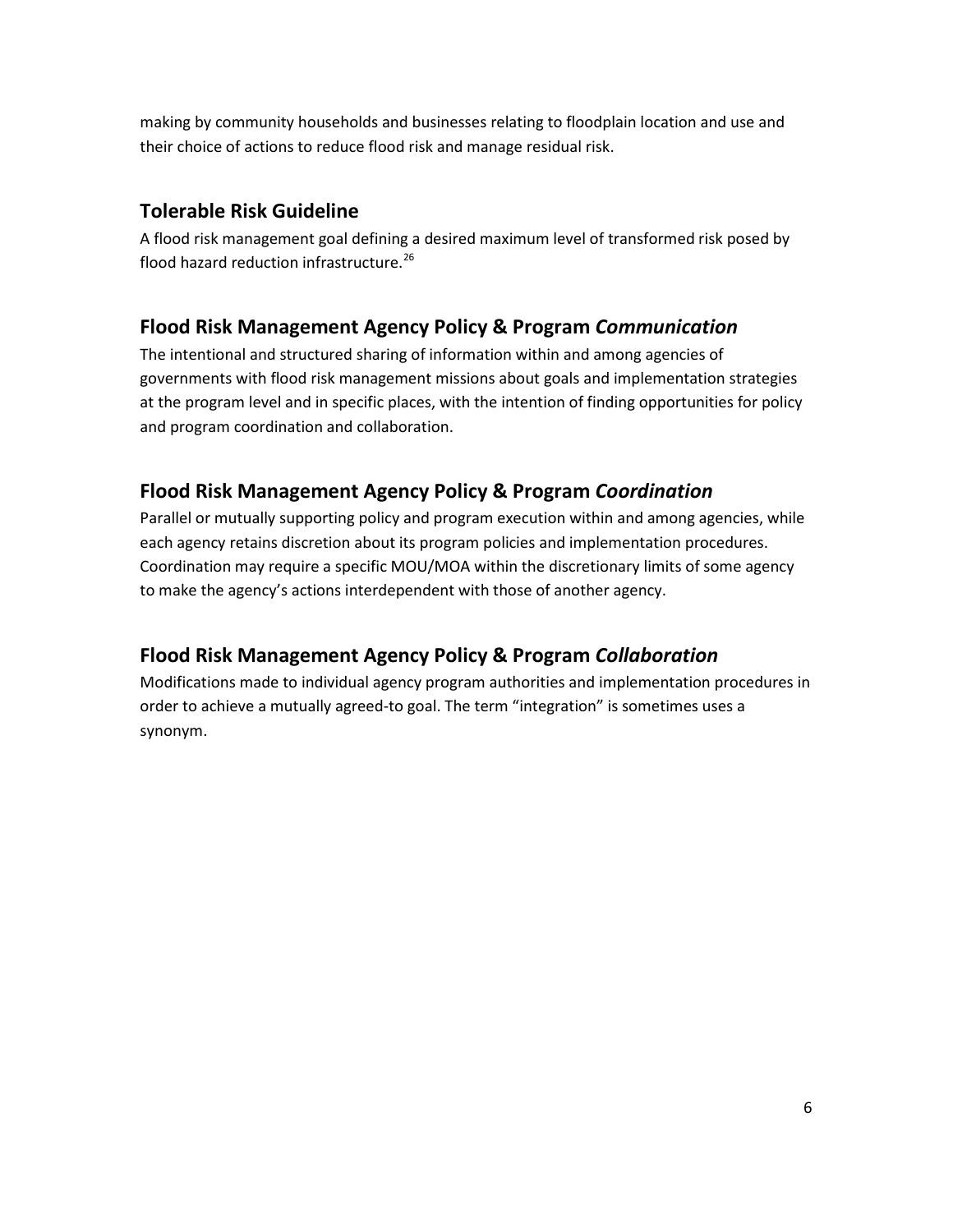making by community households and businesses relating to floodplain location and use and their choice of actions to reduce flood risk and manage residual risk.

## Tolerable Risk Guideline

A flood risk management goal defining a desired maximum level of transformed risk posed by flood hazard reduction infrastructure.[26]

## Flood Risk Management Agency Policy & Program *Communication*

The intentional and structured sharing of information within and among agencies of governments with flood risk management missions about goals and implementation strategies at the program level and in specific places, with the intention of finding opportunities for policy and program coordination and collaboration.

## Flood Risk Management Agency Policy & Program *Coordination*

Parallel or mutually supporting policy and program execution within and among agencies, while each agency retains discretion about its program policies and implementation procedures. Coordination may require a specific MOU/MOA within the discretionary limits of some agency to make the agency's actions interdependent with those of another agency.

## Flood Risk Management Agency Policy & Program *Collaboration*

Modifications made to individual agency program authorities and implementation procedures in order to achieve a mutually agreed-to goal. The term "integration" is sometimes uses a synonym.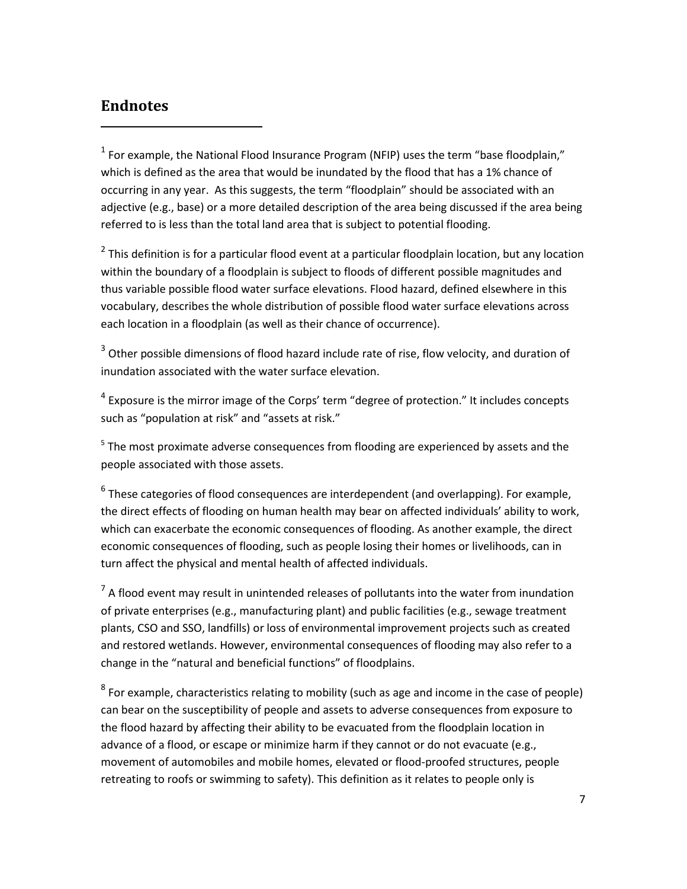## Endnotes

[1] For example, the National Flood Insurance Program (NFIP) uses the term "base floodplain," which is defined as the area that would be inundated by the flood that has a 1% chance of occurring in any year. As this suggests, the term "floodplain" should be associated with an adjective (e.g., base) or a more detailed description of the area being discussed if the area being referred to is less than the total land area that is subject to potential flooding.

[2] This definition is for a particular flood event at a particular floodplain location, but any location within the boundary of a floodplain is subject to floods of different possible magnitudes and thus variable possible flood water surface elevations. Flood hazard, defined elsewhere in this vocabulary, describes the whole distribution of possible flood water surface elevations across each location in a floodplain (as well as their chance of occurrence).

[3] Other possible dimensions of flood hazard include rate of rise, flow velocity, and duration of inundation associated with the water surface elevation.

[4] Exposure is the mirror image of the Corps' term "degree of protection." It includes concepts such as "population at risk" and "assets at risk."

[5] The most proximate adverse consequences from flooding are experienced by assets and the people associated with those assets.

[6] These categories of flood consequences are interdependent (and overlapping). For example, the direct effects of flooding on human health may bear on affected individuals' ability to work, which can exacerbate the economic consequences of flooding. As another example, the direct economic consequences of flooding, such as people losing their homes or livelihoods, can in turn affect the physical and mental health of affected individuals.

[7] A flood event may result in unintended releases of pollutants into the water from inundation of private enterprises (e.g., manufacturing plant) and public facilities (e.g., sewage treatment plants, CSO and SSO, landfills) or loss of environmental improvement projects such as created and restored wetlands. However, environmental consequences of flooding may also refer to a change in the "natural and beneficial functions" of floodplains.

[8] For example, characteristics relating to mobility (such as age and income in the case of people) can bear on the susceptibility of people and assets to adverse consequences from exposure to the flood hazard by affecting their ability to be evacuated from the floodplain location in advance of a flood, or escape or minimize harm if they cannot or do not evacuate (e.g., movement of automobiles and mobile homes, elevated or flood-proofed structures, people retreating to roofs or swimming to safety). This definition as it relates to people only is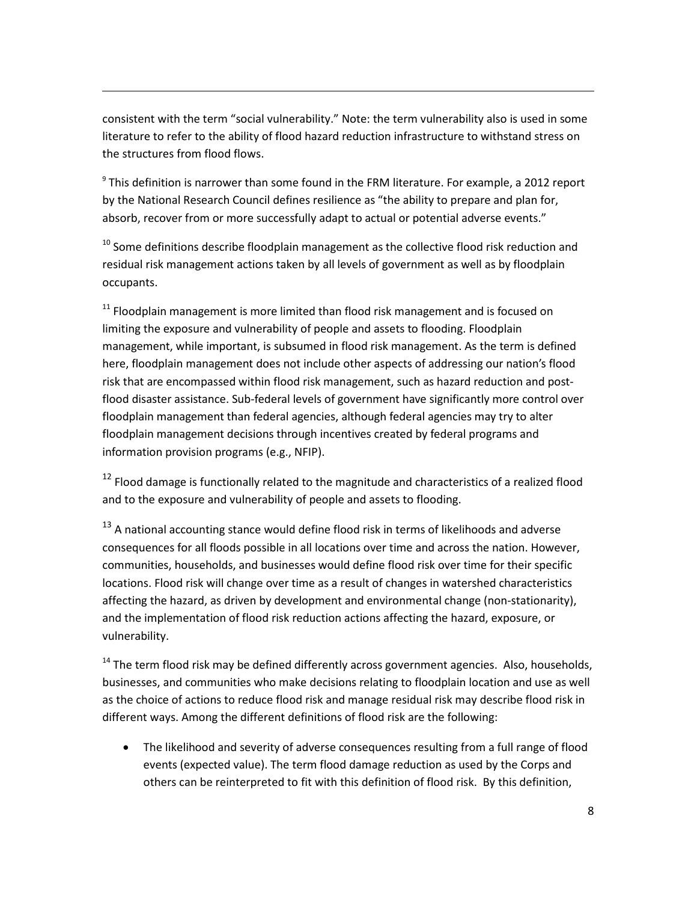consistent with the term "social vulnerability." Note: the term vulnerability also is used in some literature to refer to the ability of flood hazard reduction infrastructure to withstand stress on the structures from flood flows.

[9] This definition is narrower than some found in the FRM literature. For example, a 2012 report by the National Research Council defines resilience as "the ability to prepare and plan for, absorb, recover from or more successfully adapt to actual or potential adverse events."

[10] Some definitions describe floodplain management as the collective flood risk reduction and residual risk management actions taken by all levels of government as well as by floodplain occupants.

[11] Floodplain management is more limited than flood risk management and is focused on limiting the exposure and vulnerability of people and assets to flooding. Floodplain management, while important, is subsumed in flood risk management. As the term is defined here, floodplain management does not include other aspects of addressing our nation's flood risk that are encompassed within flood risk management, such as hazard reduction and post-flood disaster assistance. Sub-federal levels of government have significantly more control over floodplain management than federal agencies, although federal agencies may try to alter floodplain management decisions through incentives created by federal programs and information provision programs (e.g., NFIP).

[12] Flood damage is functionally related to the magnitude and characteristics of a realized flood and to the exposure and vulnerability of people and assets to flooding.

[13] A national accounting stance would define flood risk in terms of likelihoods and adverse consequences for all floods possible in all locations over time and across the nation. However, communities, households, and businesses would define flood risk over time for their specific locations. Flood risk will change over time as a result of changes in watershed characteristics affecting the hazard, as driven by development and environmental change (non-stationarity), and the implementation of flood risk reduction actions affecting the hazard, exposure, or vulnerability.

[14] The term flood risk may be defined differently across government agencies. Also, households, businesses, and communities who make decisions relating to floodplain location and use as well as the choice of actions to reduce flood risk and manage residual risk may describe flood risk in different ways. Among the different definitions of flood risk are the following:

- The likelihood and severity of adverse consequences resulting from a full range of flood events (expected value). The term flood damage reduction as used by the Corps and others can be reinterpreted to fit with this definition of flood risk. By this definition,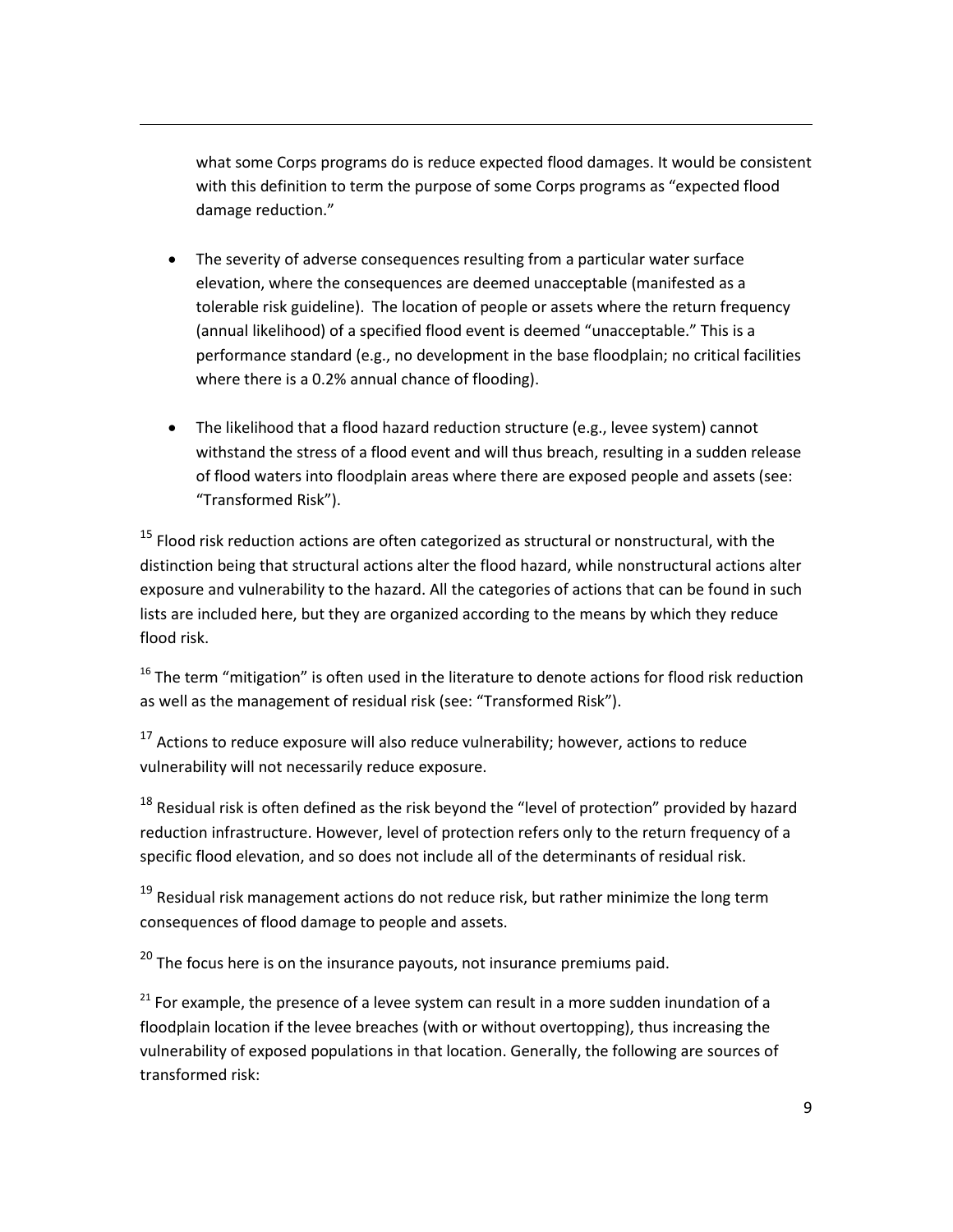what some Corps programs do is reduce expected flood damages. It would be consistent with this definition to term the purpose of some Corps programs as "expected flood damage reduction."

- The severity of adverse consequences resulting from a particular water surface elevation, where the consequences are deemed unacceptable (manifested as a tolerable risk guideline). The location of people or assets where the return frequency (annual likelihood) of a specified flood event is deemed "unacceptable." This is a performance standard (e.g., no development in the base floodplain; no critical facilities where there is a 0.2% annual chance of flooding).

- The likelihood that a flood hazard reduction structure (e.g., levee system) cannot withstand the stress of a flood event and will thus breach, resulting in a sudden release of flood waters into floodplain areas where there are exposed people and assets (see: "Transformed Risk").

[15] Flood risk reduction actions are often categorized as structural or nonstructural, with the distinction being that structural actions alter the flood hazard, while nonstructural actions alter exposure and vulnerability to the hazard. All the categories of actions that can be found in such lists are included here, but they are organized according to the means by which they reduce flood risk.

[16] The term "mitigation" is often used in the literature to denote actions for flood risk reduction as well as the management of residual risk (see: "Transformed Risk").

[17] Actions to reduce exposure will also reduce vulnerability; however, actions to reduce vulnerability will not necessarily reduce exposure.

[18] Residual risk is often defined as the risk beyond the "level of protection" provided by hazard reduction infrastructure. However, level of protection refers only to the return frequency of a specific flood elevation, and so does not include all of the determinants of residual risk.

[19] Residual risk management actions do not reduce risk, but rather minimize the long term consequences of flood damage to people and assets.

[20] The focus here is on the insurance payouts, not insurance premiums paid.

[21] For example, the presence of a levee system can result in a more sudden inundation of a floodplain location if the levee breaches (with or without overtopping), thus increasing the vulnerability of exposed populations in that location. Generally, the following are sources of transformed risk: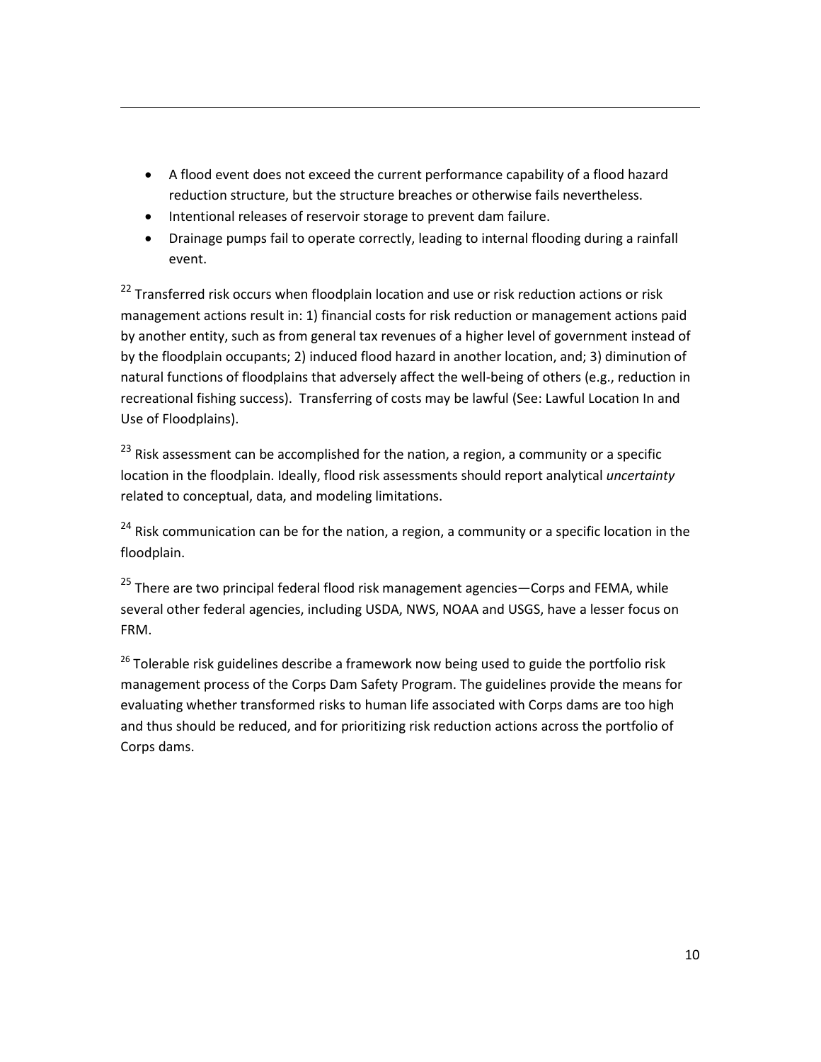- A flood event does not exceed the current performance capability of a flood hazard reduction structure, but the structure breaches or otherwise fails nevertheless.
- Intentional releases of reservoir storage to prevent dam failure.
- Drainage pumps fail to operate correctly, leading to internal flooding during a rainfall event.

[22] Transferred risk occurs when floodplain location and use or risk reduction actions or risk management actions result in: 1) financial costs for risk reduction or management actions paid by another entity, such as from general tax revenues of a higher level of government instead of by the floodplain occupants; 2) induced flood hazard in another location, and; 3) diminution of natural functions of floodplains that adversely affect the well-being of others (e.g., reduction in recreational fishing success). Transferring of costs may be lawful (See: Lawful Location In and Use of Floodplains).

[23] Risk assessment can be accomplished for the nation, a region, a community or a specific location in the floodplain. Ideally, flood risk assessments should report analytical *uncertainty* related to conceptual, data, and modeling limitations.

[24] Risk communication can be for the nation, a region, a community or a specific location in the floodplain.

[25] There are two principal federal flood risk management agencies—Corps and FEMA, while several other federal agencies, including USDA, NWS, NOAA and USGS, have a lesser focus on FRM.

[26] Tolerable risk guidelines describe a framework now being used to guide the portfolio risk management process of the Corps Dam Safety Program. The guidelines provide the means for evaluating whether transformed risks to human life associated with Corps dams are too high and thus should be reduced, and for prioritizing risk reduction actions across the portfolio of Corps dams.